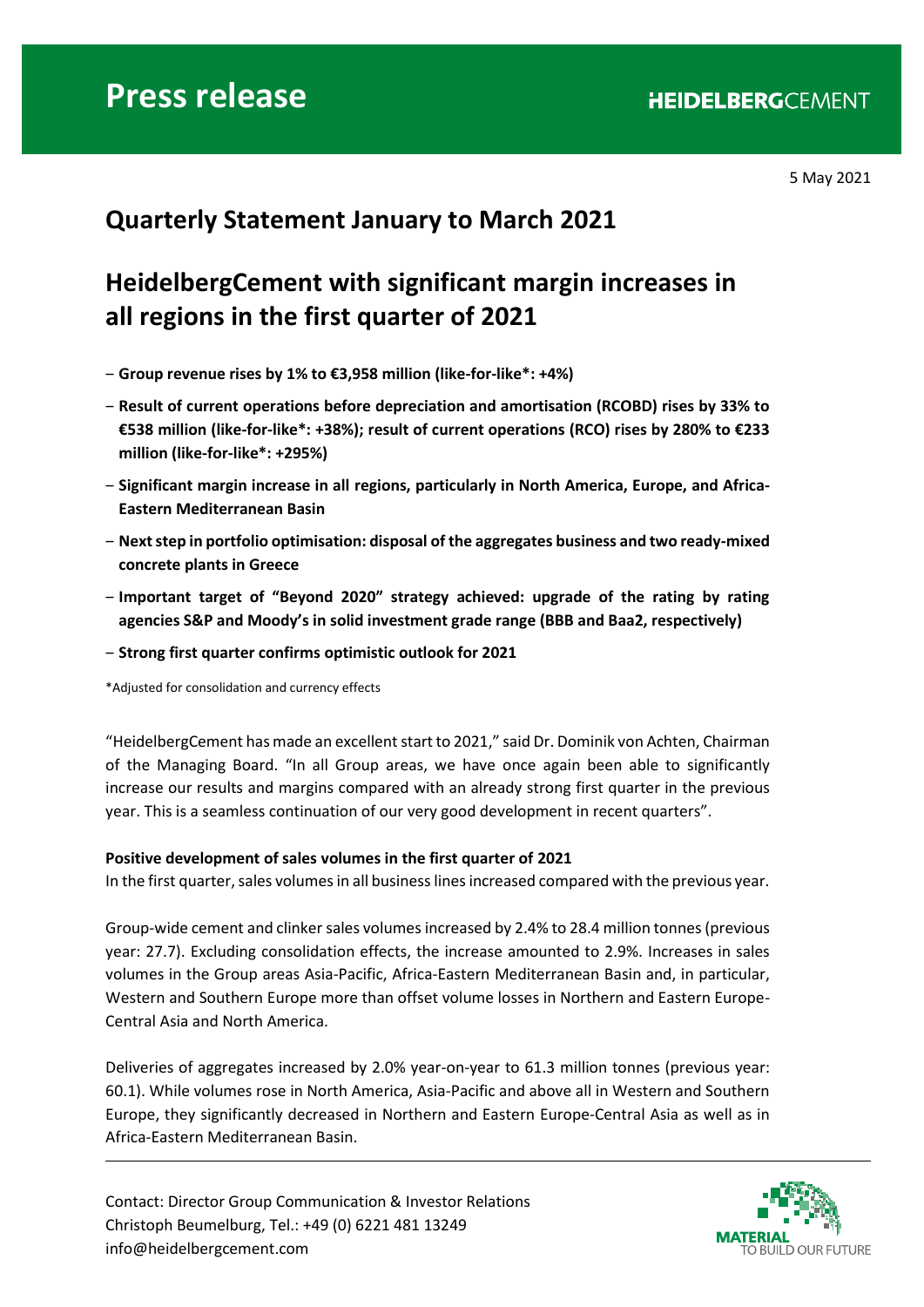# Press release

5 May 2021

## Quarterly Statement January to March 2021

## HeidelbergCement with significant margin increases in all regions in the first quarter of 2021

- **Group revenue rises by 1% to €3,958 million (like-for-like*: +4%)**
- **Result of current operations before depreciation and amortisation (RCOBD) rises by 33% to €538 million (like-for-like*: +38%); result of current operations (RCO) rises by 280% to €233 million (like-for-like*: +295%)**
- **Significant margin increase in all regions, particularly in North America, Europe, and Africa-Eastern Mediterranean Basin**
- **Next step in portfolio optimisation: disposal of the aggregates business and two ready-mixed concrete plants in Greece**
- **Important target of "Beyond 2020" strategy achieved: upgrade of the rating by rating agencies S&P and Moody's in solid investment grade range (BBB and Baa2, respectively)**
- **Strong first quarter confirms optimistic outlook for 2021**

*Adjusted for consolidation and currency effects

"HeidelbergCement has made an excellent start to 2021," said Dr. Dominik von Achten, Chairman of the Managing Board. "In all Group areas, we have once again been able to significantly increase our results and margins compared with an already strong first quarter in the previous year. This is a seamless continuation of our very good development in recent quarters".

**Positive development of sales volumes in the first quarter of 2021**

In the first quarter, sales volumes in all business lines increased compared with the previous year.

Group-wide cement and clinker sales volumes increased by 2.4% to 28.4 million tonnes (previous year: 27.7). Excluding consolidation effects, the increase amounted to 2.9%. Increases in sales volumes in the Group areas Asia-Pacific, Africa-Eastern Mediterranean Basin and, in particular, Western and Southern Europe more than offset volume losses in Northern and Eastern Europe-Central Asia and North America.

Deliveries of aggregates increased by 2.0% year-on-year to 61.3 million tonnes (previous year: 60.1). While volumes rose in North America, Asia-Pacific and above all in Western and Southern Europe, they significantly decreased in Northern and Eastern Europe-Central Asia as well as in Africa-Eastern Mediterranean Basin.

Contact: Director Group Communication & Investor Relations
Christoph Beumelburg, Tel.: +49 (0) 6221 481 13249
info@heidelbergcement.com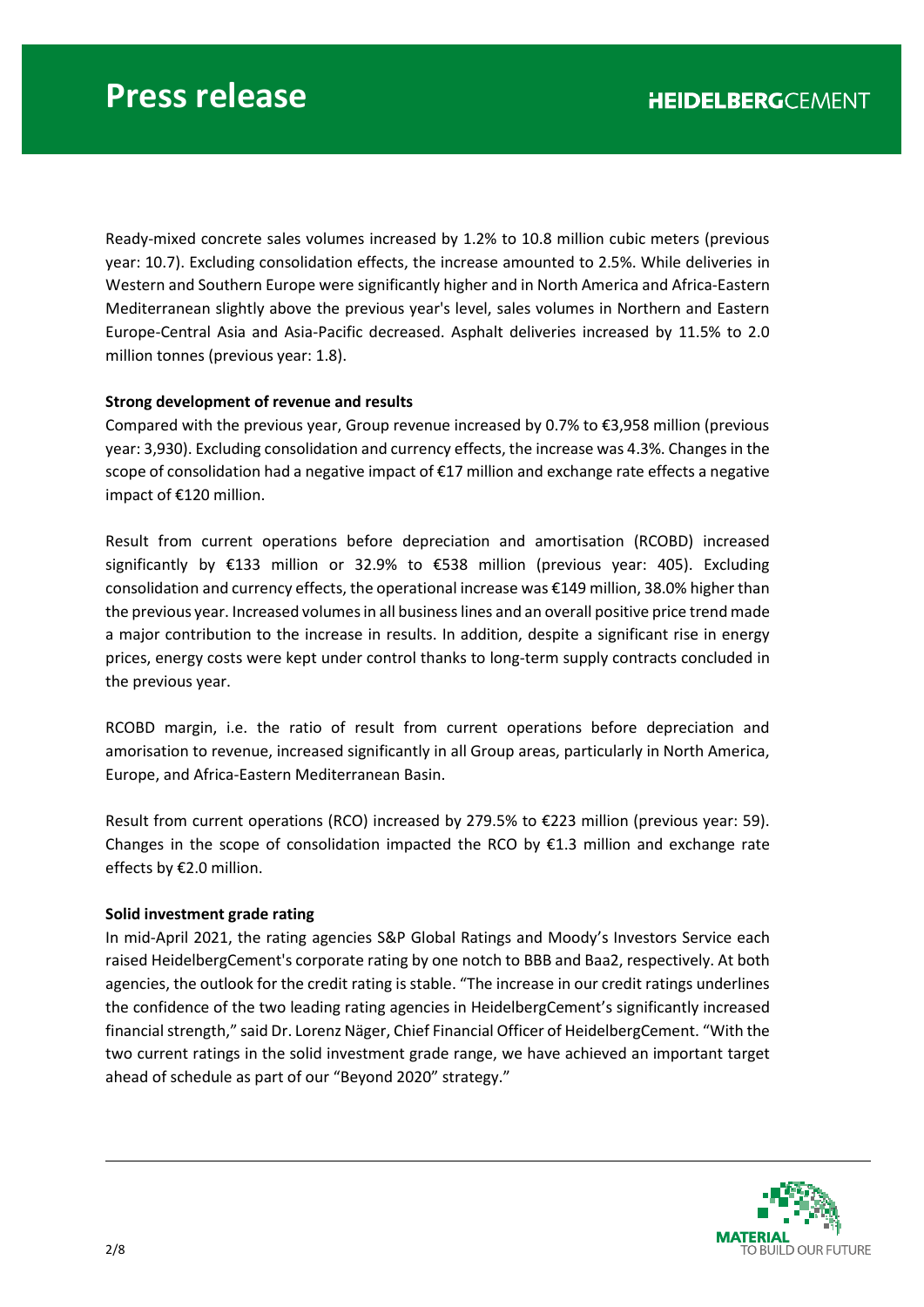Ready-mixed concrete sales volumes increased by 1.2% to 10.8 million cubic meters (previous year: 10.7). Excluding consolidation effects, the increase amounted to 2.5%. While deliveries in Western and Southern Europe were significantly higher and in North America and Africa-Eastern Mediterranean slightly above the previous year's level, sales volumes in Northern and Eastern Europe-Central Asia and Asia-Pacific decreased. Asphalt deliveries increased by 11.5% to 2.0 million tonnes (previous year: 1.8).

**Strong development of revenue and results**

Compared with the previous year, Group revenue increased by 0.7% to €3,958 million (previous year: 3,930). Excluding consolidation and currency effects, the increase was 4.3%. Changes in the scope of consolidation had a negative impact of €17 million and exchange rate effects a negative impact of €120 million.

Result from current operations before depreciation and amortisation (RCOBD) increased significantly by €133 million or 32.9% to €538 million (previous year: 405). Excluding consolidation and currency effects, the operational increase was €149 million, 38.0% higher than the previous year. Increased volumes in all business lines and an overall positive price trend made a major contribution to the increase in results. In addition, despite a significant rise in energy prices, energy costs were kept under control thanks to long-term supply contracts concluded in the previous year.

RCOBD margin, i.e. the ratio of result from current operations before depreciation and amorisation to revenue, increased significantly in all Group areas, particularly in North America, Europe, and Africa-Eastern Mediterranean Basin.

Result from current operations (RCO) increased by 279.5% to €223 million (previous year: 59). Changes in the scope of consolidation impacted the RCO by €1.3 million and exchange rate effects by €2.0 million.

**Solid investment grade rating**

In mid-April 2021, the rating agencies S&P Global Ratings and Moody's Investors Service each raised HeidelbergCement's corporate rating by one notch to BBB and Baa2, respectively. At both agencies, the outlook for the credit rating is stable. "The increase in our credit ratings underlines the confidence of the two leading rating agencies in HeidelbergCement's significantly increased financial strength," said Dr. Lorenz Näger, Chief Financial Officer of HeidelbergCement. "With the two current ratings in the solid investment grade range, we have achieved an important target ahead of schedule as part of our "Beyond 2020" strategy."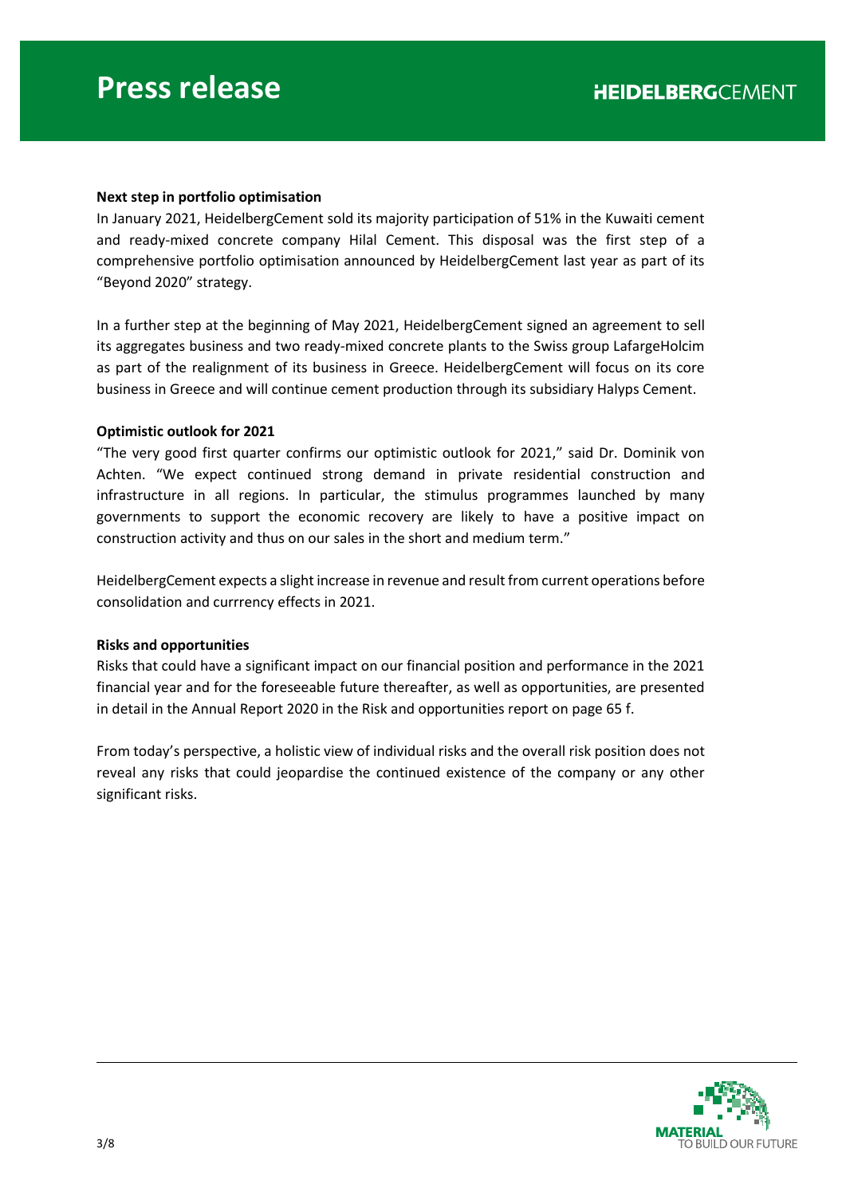**Next step in portfolio optimisation**

In January 2021, HeidelbergCement sold its majority participation of 51% in the Kuwaiti cement and ready-mixed concrete company Hilal Cement. This disposal was the first step of a comprehensive portfolio optimisation announced by HeidelbergCement last year as part of its "Beyond 2020" strategy.

In a further step at the beginning of May 2021, HeidelbergCement signed an agreement to sell its aggregates business and two ready-mixed concrete plants to the Swiss group LafargeHolcim as part of the realignment of its business in Greece. HeidelbergCement will focus on its core business in Greece and will continue cement production through its subsidiary Halyps Cement.

**Optimistic outlook for 2021**

"The very good first quarter confirms our optimistic outlook for 2021," said Dr. Dominik von Achten. "We expect continued strong demand in private residential construction and infrastructure in all regions. In particular, the stimulus programmes launched by many governments to support the economic recovery are likely to have a positive impact on construction activity and thus on our sales in the short and medium term."

HeidelbergCement expects a slight increase in revenue and result from current operations before consolidation and currrency effects in 2021.

**Risks and opportunities**

Risks that could have a significant impact on our financial position and performance in the 2021 financial year and for the foreseeable future thereafter, as well as opportunities, are presented in detail in the Annual Report 2020 in the Risk and opportunities report on page 65 f.

From today's perspective, a holistic view of individual risks and the overall risk position does not reveal any risks that could jeopardise the continued existence of the company or any other significant risks.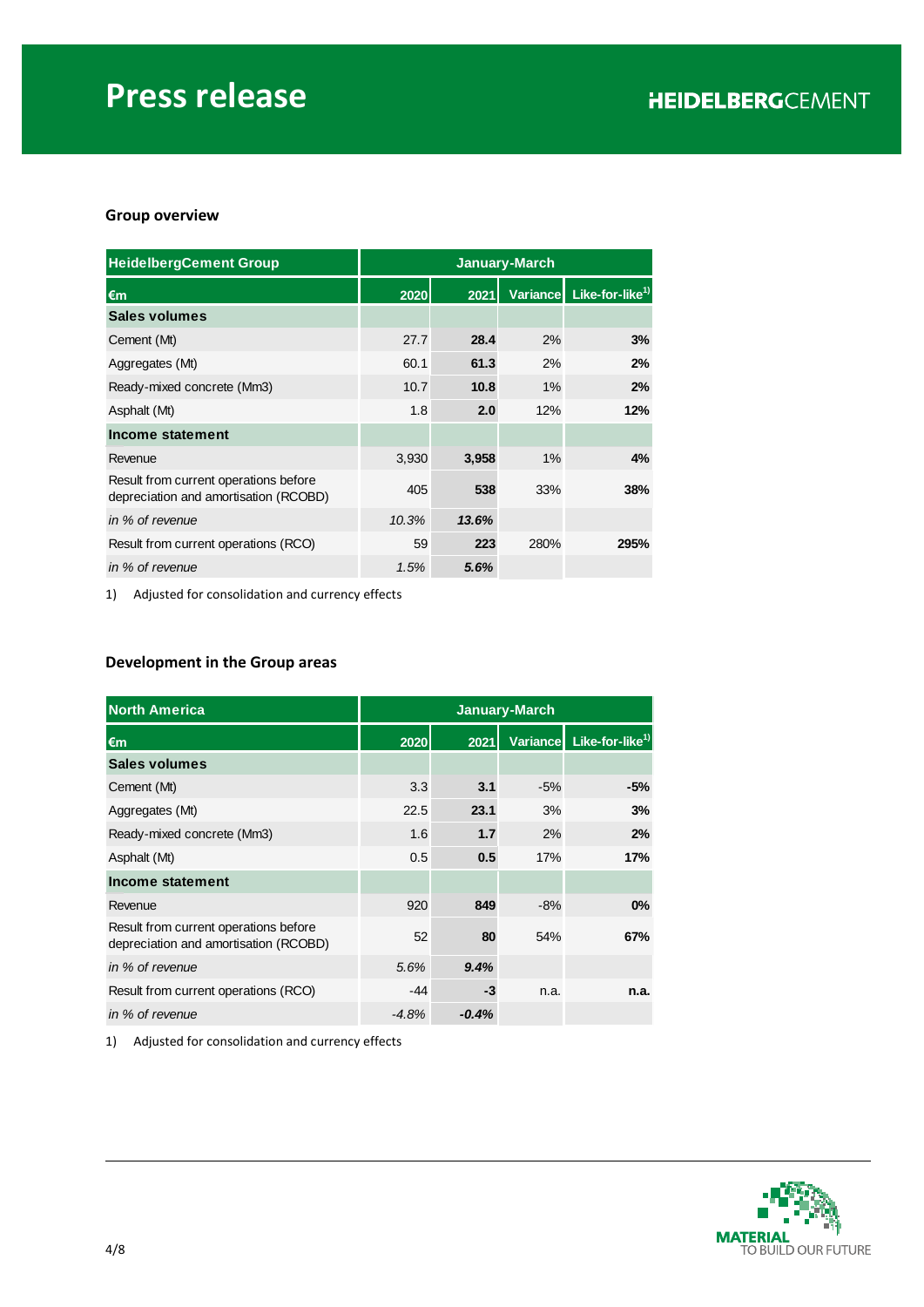### Group overview

| HeidelbergCement Group | January-March | | | |
|---|---|---|---|---|
| €m | 2020 | 2021 | Variance | Like-for-like[1)] |
| **Sales volumes** | | | | |
| Cement (Mt) | 27.7 | **28.4** | 2% | **3%** |
| Aggregates (Mt) | 60.1 | **61.3** | 2% | **2%** |
| Ready-mixed concrete (Mm3) | 10.7 | **10.8** | 1% | **2%** |
| Asphalt (Mt) | 1.8 | **2.0** | 12% | **12%** |
| **Income statement** | | | | |
| Revenue | 3,930 | **3,958** | 1% | **4%** |
| Result from current operations before depreciation and amortisation (RCOBD) | 405 | **538** | 33% | **38%** |
| *in % of revenue* | *10.3%* | ***13.6%*** | | |
| Result from current operations (RCO) | 59 | **223** | 280% | **295%** |
| *in % of revenue* | *1.5%* | ***5.6%*** | | |

1) Adjusted for consolidation and currency effects

### Development in the Group areas

| North America | January-March | | | |
|---|---|---|---|---|
| €m | 2020 | 2021 | Variance | Like-for-like[1)] |
| **Sales volumes** | | | | |
| Cement (Mt) | 3.3 | **3.1** | -5% | **-5%** |
| Aggregates (Mt) | 22.5 | **23.1** | 3% | **3%** |
| Ready-mixed concrete (Mm3) | 1.6 | **1.7** | 2% | **2%** |
| Asphalt (Mt) | 0.5 | **0.5** | 17% | **17%** |
| **Income statement** | | | | |
| Revenue | 920 | **849** | -8% | **0%** |
| Result from current operations before depreciation and amortisation (RCOBD) | 52 | **80** | 54% | **67%** |
| *in % of revenue* | *5.6%* | ***9.4%*** | | |
| Result from current operations (RCO) | -44 | **-3** | n.a. | **n.a.** |
| *in % of revenue* | *-4.8%* | ***-0.4%*** | | |

1) Adjusted for consolidation and currency effects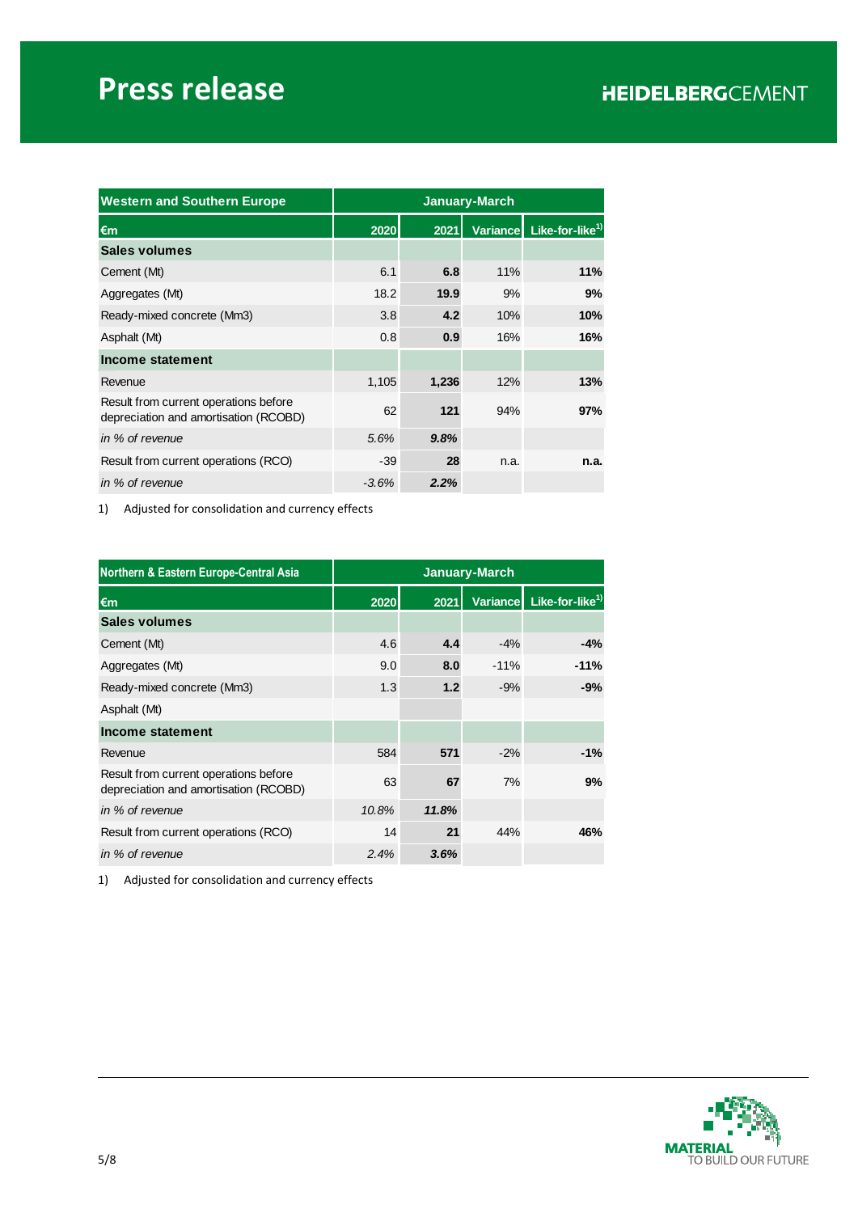| Western and Southern Europe | January-March | | | |
|---|---|---|---|---|
| €m | 2020 | 2021 | Variance | Like-for-like[1] |
| **Sales volumes** | | | | |
| Cement (Mt) | 6.1 | **6.8** | 11% | **11%** |
| Aggregates (Mt) | 18.2 | **19.9** | 9% | **9%** |
| Ready-mixed concrete (Mm3) | 3.8 | **4.2** | 10% | **10%** |
| Asphalt (Mt) | 0.8 | **0.9** | 16% | **16%** |
| **Income statement** | | | | |
| Revenue | 1,105 | **1,236** | 12% | **13%** |
| Result from current operations before depreciation and amortisation (RCOBD) | 62 | **121** | 94% | **97%** |
| *in % of revenue* | *5.6%* | ***9.8%*** | | |
| Result from current operations (RCO) | -39 | **28** | n.a. | **n.a.** |
| *in % of revenue* | *-3.6%* | ***2.2%*** | | |

1) Adjusted for consolidation and currency effects

| Northern & Eastern Europe-Central Asia | January-March | | | |
|---|---|---|---|---|
| €m | 2020 | 2021 | Variance | Like-for-like[1] |
| **Sales volumes** | | | | |
| Cement (Mt) | 4.6 | **4.4** | -4% | **-4%** |
| Aggregates (Mt) | 9.0 | **8.0** | -11% | **-11%** |
| Ready-mixed concrete (Mm3) | 1.3 | **1.2** | -9% | **-9%** |
| Asphalt (Mt) | | | | |
| **Income statement** | | | | |
| Revenue | 584 | **571** | -2% | **-1%** |
| Result from current operations before depreciation and amortisation (RCOBD) | 63 | **67** | 7% | **9%** |
| *in % of revenue* | *10.8%* | ***11.8%*** | | |
| Result from current operations (RCO) | 14 | **21** | 44% | **46%** |
| *in % of revenue* | *2.4%* | ***3.6%*** | | |

1) Adjusted for consolidation and currency effects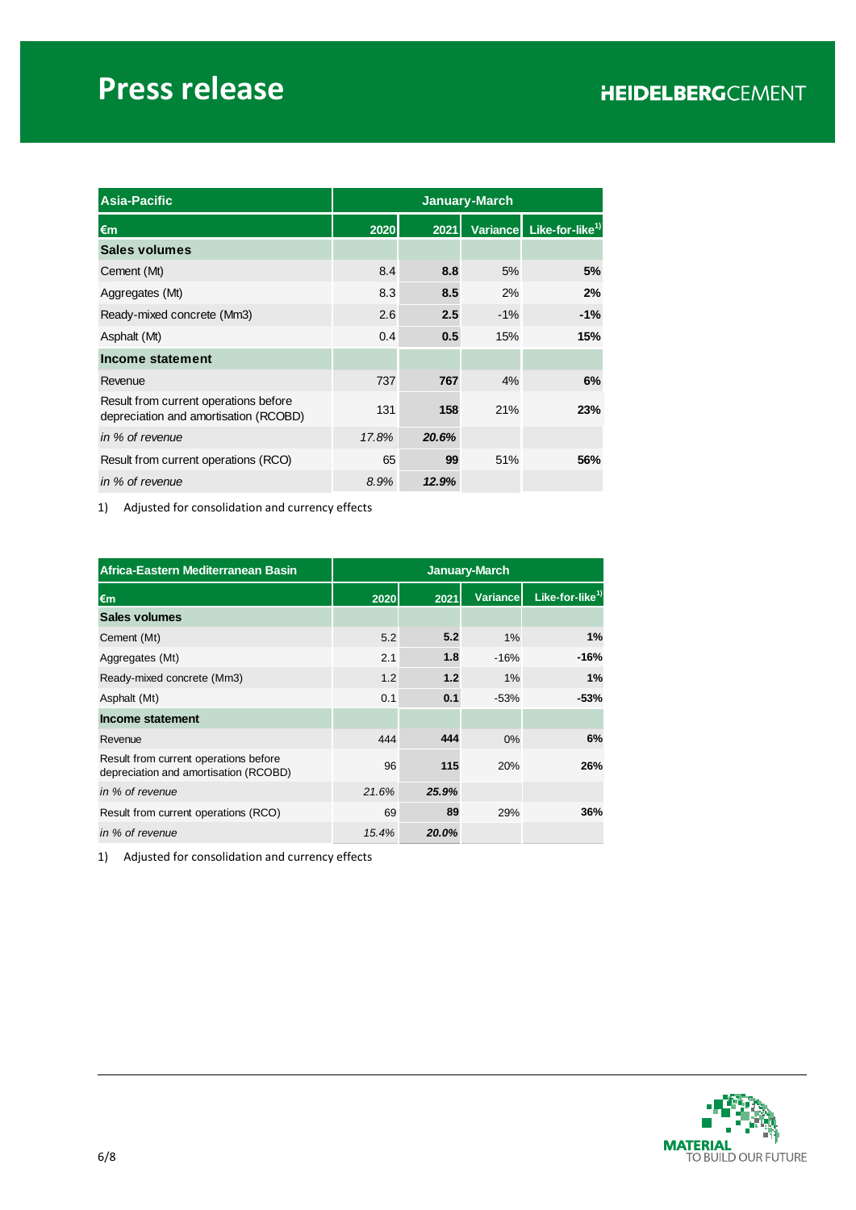| Asia-Pacific | January-March | | | |
|---|---|---|---|---|
| €m | 2020 | 2021 | Variance | Like-for-like[1] |
| **Sales volumes** | | | | |
| Cement (Mt) | 8.4 | **8.8** | 5% | **5%** |
| Aggregates (Mt) | 8.3 | **8.5** | 2% | **2%** |
| Ready-mixed concrete (Mm3) | 2.6 | **2.5** | -1% | **-1%** |
| Asphalt (Mt) | 0.4 | **0.5** | 15% | **15%** |
| **Income statement** | | | | |
| Revenue | 737 | **767** | 4% | **6%** |
| Result from current operations before depreciation and amortisation (RCOBD) | 131 | **158** | 21% | **23%** |
| *in % of revenue* | *17.8%* | ***20.6%*** | | |
| Result from current operations (RCO) | 65 | **99** | 51% | **56%** |
| *in % of revenue* | *8.9%* | ***12.9%*** | | |

1) Adjusted for consolidation and currency effects

| Africa-Eastern Mediterranean Basin | January-March | | | |
|---|---|---|---|---|
| €m | 2020 | 2021 | Variance | Like-for-like[1] |
| **Sales volumes** | | | | |
| Cement (Mt) | 5.2 | **5.2** | 1% | **1%** |
| Aggregates (Mt) | 2.1 | **1.8** | -16% | **-16%** |
| Ready-mixed concrete (Mm3) | 1.2 | **1.2** | 1% | **1%** |
| Asphalt (Mt) | 0.1 | **0.1** | -53% | **-53%** |
| **Income statement** | | | | |
| Revenue | 444 | **444** | 0% | **6%** |
| Result from current operations before depreciation and amortisation (RCOBD) | 96 | **115** | 20% | **26%** |
| *in % of revenue* | *21.6%* | ***25.9%*** | | |
| Result from current operations (RCO) | 69 | **89** | 29% | **36%** |
| *in % of revenue* | *15.4%* | ***20.0%*** | | |

1) Adjusted for consolidation and currency effects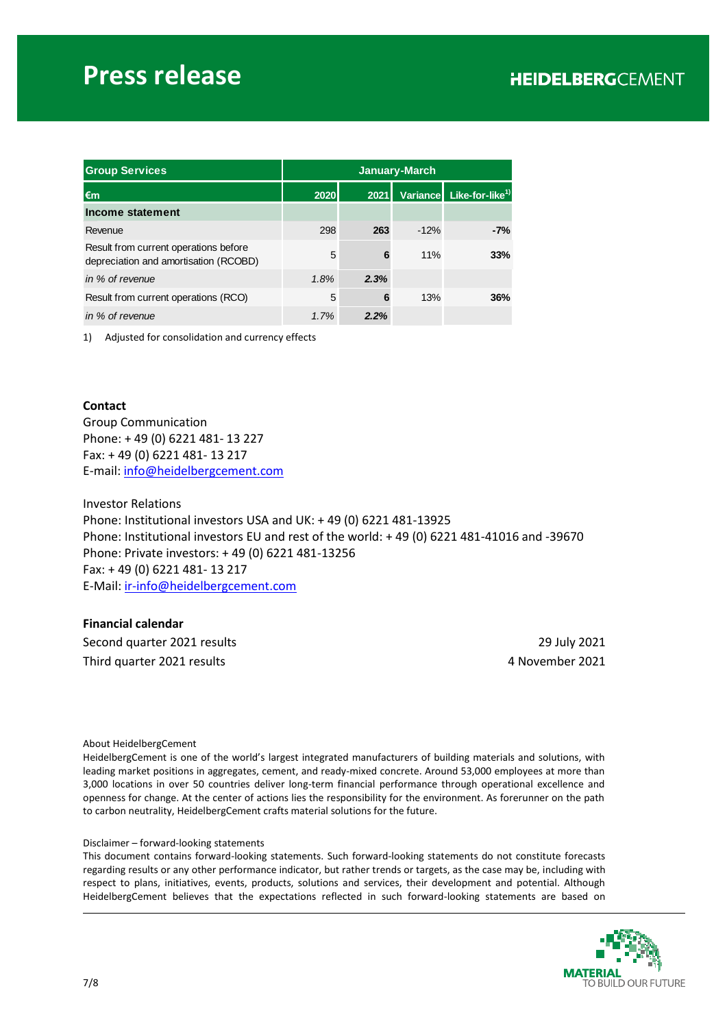| Group Services | January-March | | | |
|---|---|---|---|---|
| €m | 2020 | 2021 | Variance | Like-for-like[1)] |
| **Income statement** | | | | |
| Revenue | 298 | **263** | -12% | **-7%** |
| Result from current operations before depreciation and amortisation (RCOBD) | 5 | **6** | 11% | **33%** |
| *in % of revenue* | *1.8%* | ***2.3%*** | | |
| Result from current operations (RCO) | 5 | **6** | 13% | **36%** |
| *in % of revenue* | *1.7%* | ***2.2%*** | | |

1) Adjusted for consolidation and currency effects

**Contact**
Group Communication
Phone: + 49 (0) 6221 481- 13 227
Fax: + 49 (0) 6221 481- 13 217
E-mail: info@heidelbergcement.com

Investor Relations
Phone: Institutional investors USA and UK: + 49 (0) 6221 481-13925
Phone: Institutional investors EU and rest of the world: + 49 (0) 6221 481-41016 and -39670
Phone: Private investors: + 49 (0) 6221 481-13256
Fax: + 49 (0) 6221 481- 13 217
E-Mail: ir-info@heidelbergcement.com

**Financial calendar**

| | |
|---|---|
| Second quarter 2021 results | 29 July 2021 |
| Third quarter 2021 results | 4 November 2021 |

About HeidelbergCement
HeidelbergCement is one of the world's largest integrated manufacturers of building materials and solutions, with leading market positions in aggregates, cement, and ready-mixed concrete. Around 53,000 employees at more than 3,000 locations in over 50 countries deliver long-term financial performance through operational excellence and openness for change. At the center of actions lies the responsibility for the environment. As forerunner on the path to carbon neutrality, HeidelbergCement crafts material solutions for the future.

Disclaimer – forward-looking statements
This document contains forward-looking statements. Such forward-looking statements do not constitute forecasts regarding results or any other performance indicator, but rather trends or targets, as the case may be, including with respect to plans, initiatives, events, products, solutions and services, their development and potential. Although HeidelbergCement believes that the expectations reflected in such forward-looking statements are based on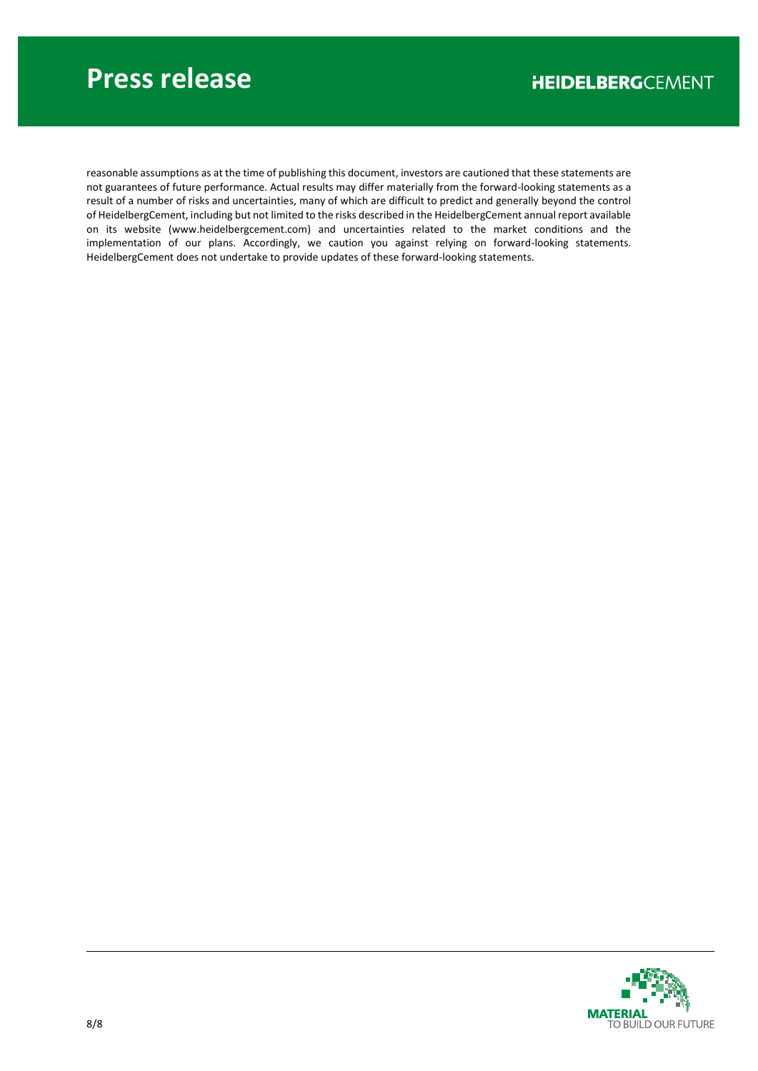reasonable assumptions as at the time of publishing this document, investors are cautioned that these statements are not guarantees of future performance. Actual results may differ materially from the forward-looking statements as a result of a number of risks and uncertainties, many of which are difficult to predict and generally beyond the control of HeidelbergCement, including but not limited to the risks described in the HeidelbergCement annual report available on its website (www.heidelbergcement.com) and uncertainties related to the market conditions and the implementation of our plans. Accordingly, we caution you against relying on forward-looking statements. HeidelbergCement does not undertake to provide updates of these forward-looking statements.